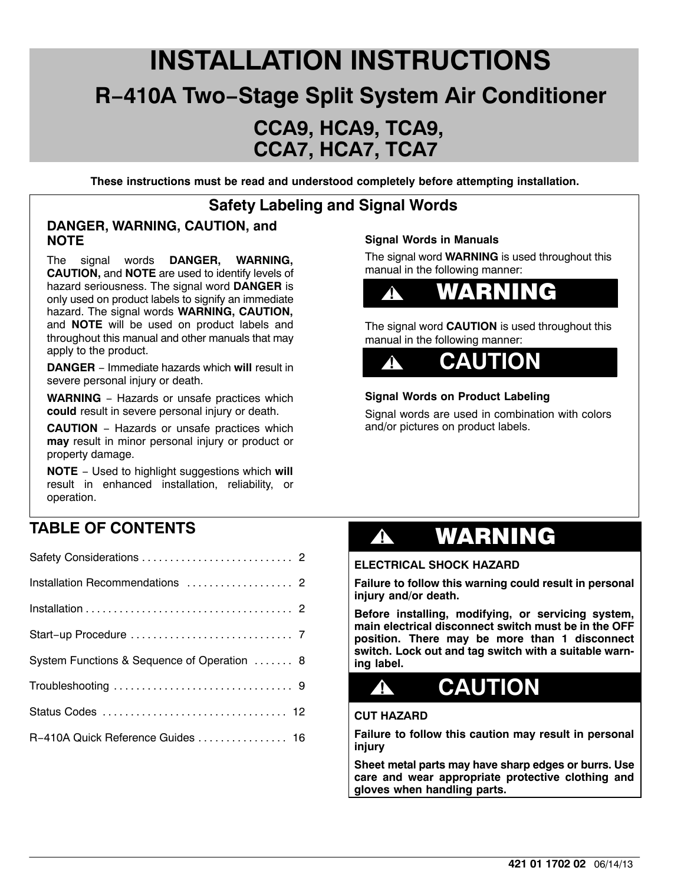# INSTALLATION INSTRUCTIONS

## R−410A Two−Stage Split System Air Conditioner

## CCA9, HCA9, TCA9, CCA7, HCA7, TCA7

**These instructions must be read and understood completely before attempting installation.**

## Safety Labeling and Signal Words

### DANGER, WARNING, CAUTION, and NOTE

The signal words **DANGER, WARNING, CAUTION,** and **NOTE** are used to identify levels of hazard seriousness. The signal word **DANGER** is only used on product labels to signify an immediate hazard. The signal words **WARNING, CAUTION,** and **NOTE** will be used on product labels and throughout this manual and other manuals that may apply to the product.

**DANGER** − Immediate hazards which **will** result in severe personal injury or death.

**WARNING** − Hazards or unsafe practices which **could** result in severe personal injury or death.

**CAUTION** − Hazards or unsafe practices which **may** result in minor personal injury or product or property damage.

**NOTE** − Used to highlight suggestions which **will** result in enhanced installation, reliability, or operation.

**Signal Words in Manuals**

The signal word **WARNING** is used throughout this manual in the following manner:

**! WARNING**

The signal word **CAUTION** is used throughout this manual in the following manner:

**! CAUTION**

**Signal Words on Product Labeling**

Signal words are used in combination with colors and/or pictures on product labels.

## TABLE OF CONTENTS

Safety Considerations . . . . . . . . . . 2

Installation Recommendations . . . . . . . . . . 2

Installation . . . . . . . . . . 2

Start−up Procedure . . . . . . . . . . 7

System Functions & Sequence of Operation . . . . . . . 8

Troubleshooting . . . . . . . . . . 9

Status Codes . . . . . . . . . . 12

R−410A Quick Reference Guides . . . . . . . . . . 16

**! WARNING**

**ELECTRICAL SHOCK HAZARD**

**Failure to follow this warning could result in personal injury and/or death.**

**Before installing, modifying, or servicing system, main electrical disconnect switch must be in the OFF position. There may be more than 1 disconnect switch. Lock out and tag switch with a suitable warning label.**

**! CAUTION**

**CUT HAZARD**

**Failure to follow this caution may result in personal injury**

**Sheet metal parts may have sharp edges or burrs. Use care and wear appropriate protective clothing and gloves when handling parts.**

421 01 1702 02 06/14/13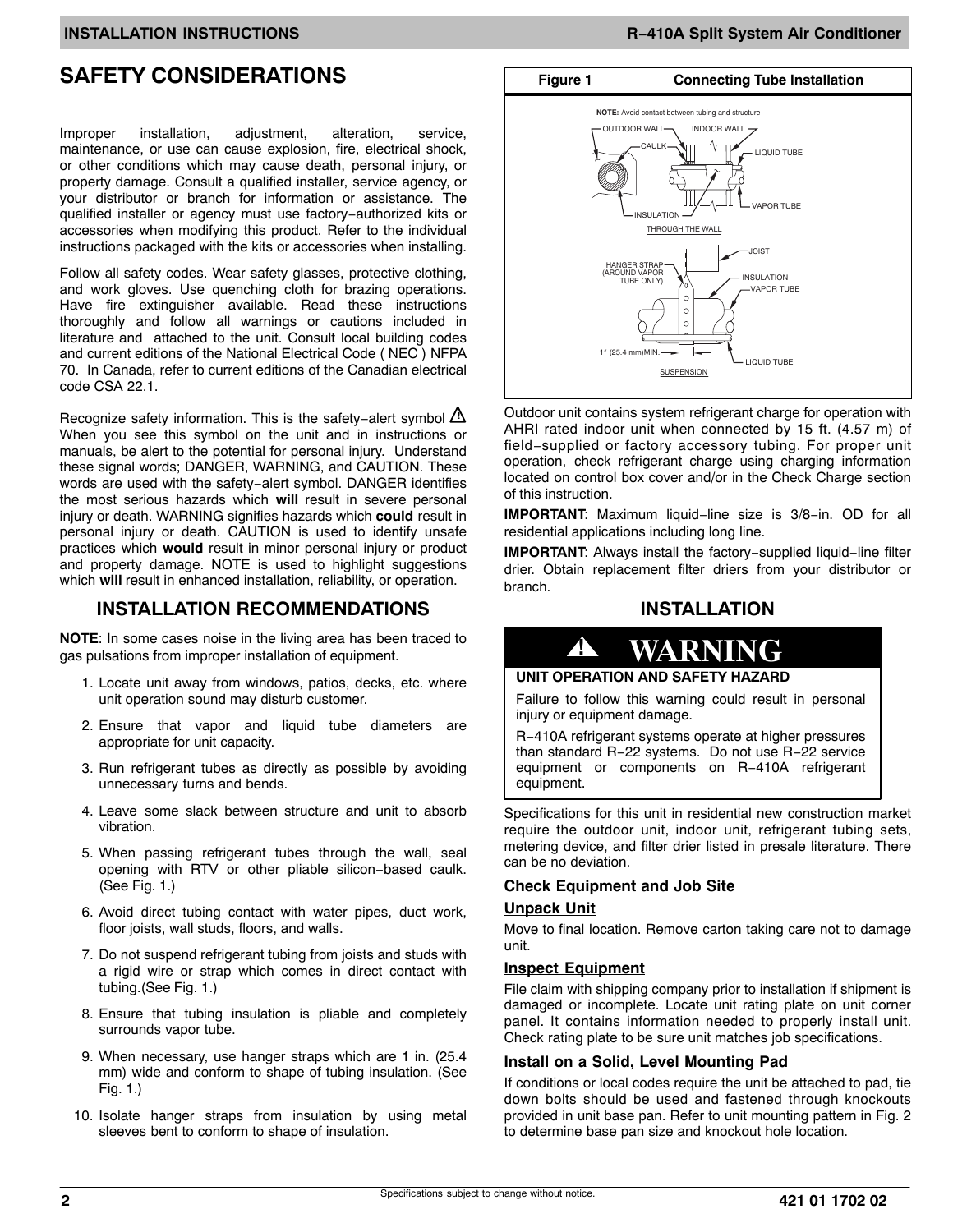# SAFETY CONSIDERATIONS

Improper installation, adjustment, alteration, service, maintenance, or use can cause explosion, fire, electrical shock, or other conditions which may cause death, personal injury, or property damage. Consult a qualified installer, service agency, or your distributor or branch for information or assistance. The qualified installer or agency must use factory−authorized kits or accessories when modifying this product. Refer to the individual instructions packaged with the kits or accessories when installing.

Follow all safety codes. Wear safety glasses, protective clothing, and work gloves. Use quenching cloth for brazing operations. Have fire extinguisher available. Read these instructions thoroughly and follow all warnings or cautions included in literature and attached to the unit. Consult local building codes and current editions of the National Electrical Code ( NEC ) NFPA 70. In Canada, refer to current editions of the Canadian electrical code CSA 22.1.

Recognize safety information. This is the safety−alert symbol ⚠ When you see this symbol on the unit and in instructions or manuals, be alert to the potential for personal injury. Understand these signal words; DANGER, WARNING, and CAUTION. These words are used with the safety−alert symbol. DANGER identifies the most serious hazards which **will** result in severe personal injury or death. WARNING signifies hazards which **could** result in personal injury or death. CAUTION is used to identify unsafe practices which **would** result in minor personal injury or product and property damage. NOTE is used to highlight suggestions which **will** result in enhanced installation, reliability, or operation.

## INSTALLATION RECOMMENDATIONS

**NOTE**: In some cases noise in the living area has been traced to gas pulsations from improper installation of equipment.

1. Locate unit away from windows, patios, decks, etc. where unit operation sound may disturb customer.
2. Ensure that vapor and liquid tube diameters are appropriate for unit capacity.
3. Run refrigerant tubes as directly as possible by avoiding unnecessary turns and bends.
4. Leave some slack between structure and unit to absorb vibration.
5. When passing refrigerant tubes through the wall, seal opening with RTV or other pliable silicon−based caulk. (See Fig. 1.)
6. Avoid direct tubing contact with water pipes, duct work, floor joists, wall studs, floors, and walls.
7. Do not suspend refrigerant tubing from joists and studs with a rigid wire or strap which comes in direct contact with tubing.(See Fig. 1.)
8. Ensure that tubing insulation is pliable and completely surrounds vapor tube.
9. When necessary, use hanger straps which are 1 in. (25.4 mm) wide and conform to shape of tubing insulation. (See Fig. 1.)
10. Isolate hanger straps from insulation by using metal sleeves bent to conform to shape of insulation.

**Figure 1 — Connecting Tube Installation**

NOTE: Avoid contact between tubing and structure

OUTDOOR WALL, INDOOR WALL, CAULK, LIQUID TUBE, VAPOR TUBE, INSULATION — THROUGH THE WALL

JOIST, HANGER STRAP (AROUND VAPOR TUBE ONLY), INSULATION, VAPOR TUBE, 1″ (25.4 mm)MIN., LIQUID TUBE — SUSPENSION

Outdoor unit contains system refrigerant charge for operation with AHRI rated indoor unit when connected by 15 ft. (4.57 m) of field−supplied or factory accessory tubing. For proper unit operation, check refrigerant charge using charging information located on control box cover and/or in the Check Charge section of this instruction.

**IMPORTANT**: Maximum liquid−line size is 3/8−in. OD for all residential applications including long line.

**IMPORTANT**: Always install the factory−supplied liquid−line filter drier. Obtain replacement filter driers from your distributor or branch.

## INSTALLATION

> **⚠ WARNING**
>
> **UNIT OPERATION AND SAFETY HAZARD**
>
> Failure to follow this warning could result in personal injury or equipment damage.
>
> R−410A refrigerant systems operate at higher pressures than standard R−22 systems. Do not use R−22 service equipment or components on R−410A refrigerant equipment.

Specifications for this unit in residential new construction market require the outdoor unit, indoor unit, refrigerant tubing sets, metering device, and filter drier listed in presale literature. There can be no deviation.

### Check Equipment and Job Site

**Unpack Unit**

Move to final location. Remove carton taking care not to damage unit.

**Inspect Equipment**

File claim with shipping company prior to installation if shipment is damaged or incomplete. Locate unit rating plate on unit corner panel. It contains information needed to properly install unit. Check rating plate to be sure unit matches job specifications.

### Install on a Solid, Level Mounting Pad

If conditions or local codes require the unit be attached to pad, tie down bolts should be used and fastened through knockouts provided in unit base pan. Refer to unit mounting pattern in Fig. 2 to determine base pan size and knockout hole location.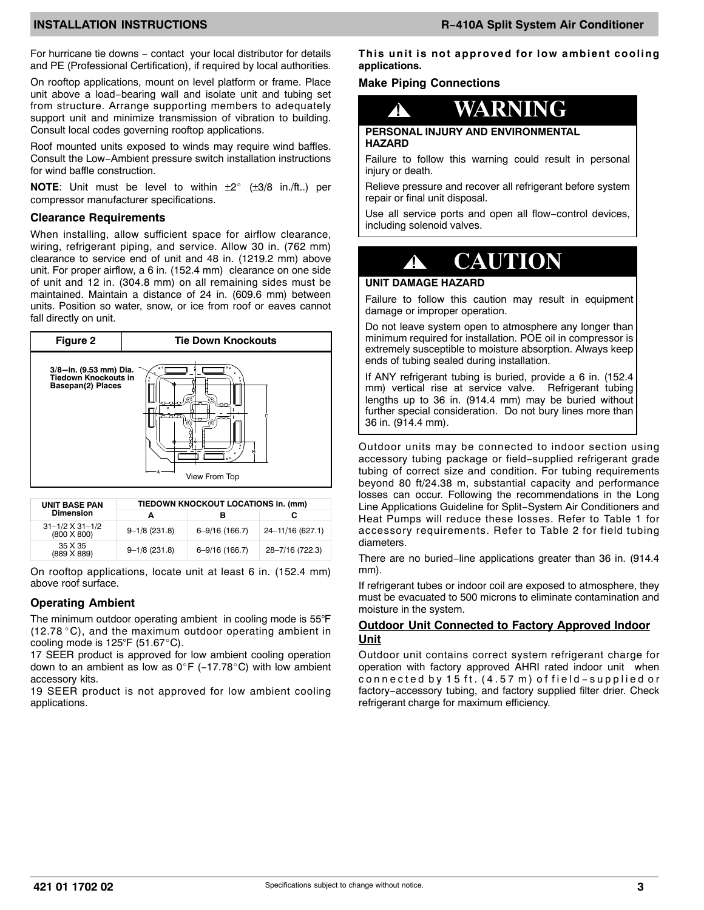For hurricane tie downs − contact your local distributor for details and PE (Professional Certification), if required by local authorities.

On rooftop applications, mount on level platform or frame. Place unit above a load−bearing wall and isolate unit and tubing set from structure. Arrange supporting members to adequately support unit and minimize transmission of vibration to building. Consult local codes governing rooftop applications.

Roof mounted units exposed to winds may require wind baffles. Consult the Low−Ambient pressure switch installation instructions for wind baffle construction.

**NOTE**: Unit must be level to within ±2° (±3/8 in./ft..) per compressor manufacturer specifications.

### Clearance Requirements

When installing, allow sufficient space for airflow clearance, wiring, refrigerant piping, and service. Allow 30 in. (762 mm) clearance to service end of unit and 48 in. (1219.2 mm) above unit. For proper airflow, a 6 in. (152.4 mm) clearance on one side of unit and 12 in. (304.8 mm) on all remaining sides must be maintained. Maintain a distance of 24 in. (609.6 mm) between units. Position so water, snow, or ice from roof or eaves cannot fall directly on unit.

**Figure 2 — Tie Down Knockouts**

3/8−in. (9.53 mm) Dia. Tiedown Knockouts in Basepan(2) Places

View From Top

| UNIT BASE PAN Dimension | TIEDOWN KNOCKOUT LOCATIONS in. (mm) | | |
|---|---|---|---|
| | A | B | C |
| 31−1/2 X 31−1/2 (800 X 800) | 9−1/8 (231.8) | 6−9/16 (166.7) | 24−11/16 (627.1) |
| 35 X 35 (889 X 889) | 9−1/8 (231.8) | 6−9/16 (166.7) | 28−7/16 (722.3) |

On rooftop applications, locate unit at least 6 in. (152.4 mm) above roof surface.

### Operating Ambient

The minimum outdoor operating ambient in cooling mode is 55°F (12.78 °C), and the maximum outdoor operating ambient in cooling mode is 125°F (51.67°C).

17 SEER product is approved for low ambient cooling operation down to an ambient as low as 0°F (−17.78°C) with low ambient accessory kits.

19 SEER product is not approved for low ambient cooling applications.

**This unit is not approved for low ambient cooling applications.**

### Make Piping Connections

> **⚠ WARNING**
>
> **PERSONAL INJURY AND ENVIRONMENTAL HAZARD**
>
> Failure to follow this warning could result in personal injury or death.
>
> Relieve pressure and recover all refrigerant before system repair or final unit disposal.
>
> Use all service ports and open all flow−control devices, including solenoid valves.

> **⚠ CAUTION**
>
> **UNIT DAMAGE HAZARD**
>
> Failure to follow this caution may result in equipment damage or improper operation.
>
> Do not leave system open to atmosphere any longer than minimum required for installation. POE oil in compressor is extremely susceptible to moisture absorption. Always keep ends of tubing sealed during installation.
>
> If ANY refrigerant tubing is buried, provide a 6 in. (152.4 mm) vertical rise at service valve. Refrigerant tubing lengths up to 36 in. (914.4 mm) may be buried without further special consideration. Do not bury lines more than 36 in. (914.4 mm).

Outdoor units may be connected to indoor section using accessory tubing package or field−supplied refrigerant grade tubing of correct size and condition. For tubing requirements beyond 80 ft/24.38 m, substantial capacity and performance losses can occur. Following the recommendations in the Long Line Applications Guideline for Split−System Air Conditioners and Heat Pumps will reduce these losses. Refer to Table 1 for accessory requirements. Refer to Table 2 for field tubing diameters.

There are no buried−line applications greater than 36 in. (914.4 mm).

If refrigerant tubes or indoor coil are exposed to atmosphere, they must be evacuated to 500 microns to eliminate contamination and moisture in the system.

### Outdoor Unit Connected to Factory Approved Indoor Unit

Outdoor unit contains correct system refrigerant charge for operation with factory approved AHRI rated indoor unit when connected by 15 ft. (4.57 m) of field−supplied or factory−accessory tubing, and factory supplied filter drier. Check refrigerant charge for maximum efficiency.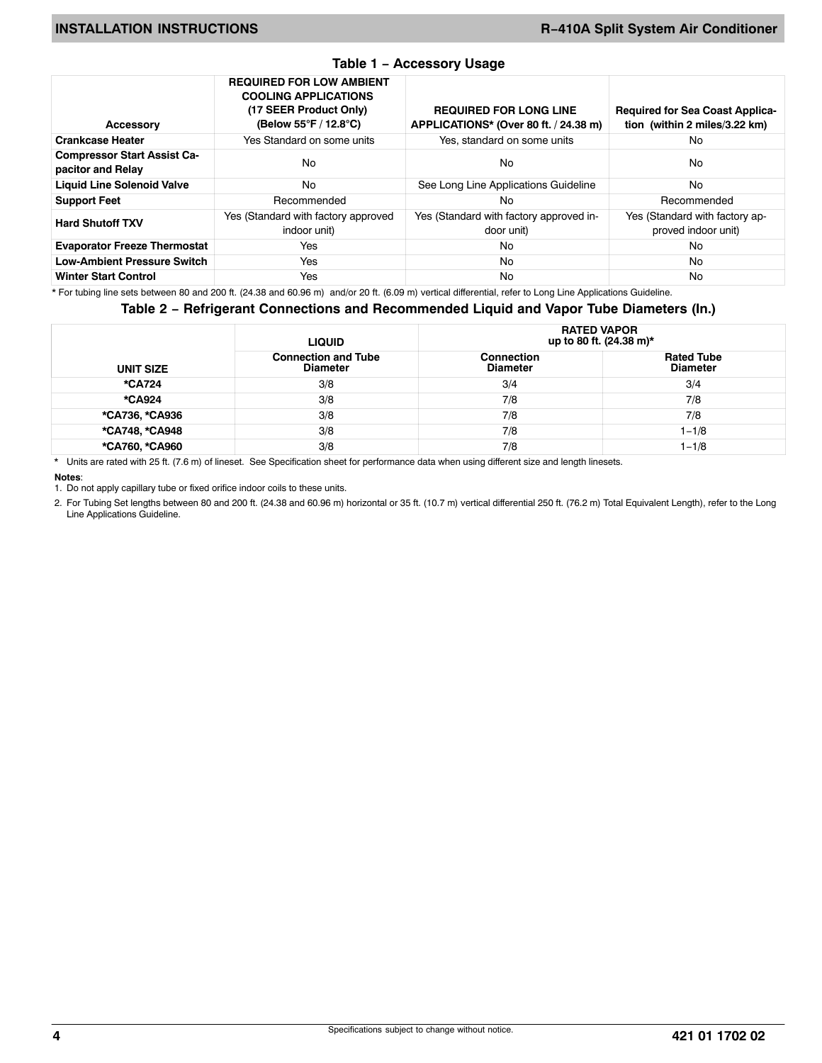### Table 1 − Accessory Usage

| Accessory | REQUIRED FOR LOW AMBIENT COOLING APPLICATIONS (17 SEER Product Only) (Below 55°F / 12.8°C) | REQUIRED FOR LONG LINE APPLICATIONS* (Over 80 ft. / 24.38 m) | Required for Sea Coast Application (within 2 miles/3.22 km) |
|---|---|---|---|
| **Crankcase Heater** | Yes Standard on some units | Yes, standard on some units | No |
| **Compressor Start Assist Capacitor and Relay** | No | No | No |
| **Liquid Line Solenoid Valve** | No | See Long Line Applications Guideline | No |
| **Support Feet** | Recommended | No | Recommended |
| **Hard Shutoff TXV** | Yes (Standard with factory approved indoor unit) | Yes (Standard with factory approved indoor unit) | Yes (Standard with factory approved indoor unit) |
| **Evaporator Freeze Thermostat** | Yes | No | No |
| **Low-Ambient Pressure Switch** | Yes | No | No |
| **Winter Start Control** | Yes | No | No |

* For tubing line sets between 80 and 200 ft. (24.38 and 60.96 m) and/or 20 ft. (6.09 m) vertical differential, refer to Long Line Applications Guideline.

### Table 2 − Refrigerant Connections and Recommended Liquid and Vapor Tube Diameters (In.)

| | LIQUID | RATED VAPOR up to 80 ft. (24.38 m)* | |
|---|---|---|---|
| UNIT SIZE | Connection and Tube Diameter | Connection Diameter | Rated Tube Diameter |
| ***CA724** | 3/8 | 3/4 | 3/4 |
| ***CA924** | 3/8 | 7/8 | 7/8 |
| ***CA736, *CA936** | 3/8 | 7/8 | 7/8 |
| ***CA748, *CA948** | 3/8 | 7/8 | 1−1/8 |
| ***CA760, *CA960** | 3/8 | 7/8 | 1−1/8 |

* Units are rated with 25 ft. (7.6 m) of lineset. See Specification sheet for performance data when using different size and length linesets.

**Notes**:

1. Do not apply capillary tube or fixed orifice indoor coils to these units.
2. For Tubing Set lengths between 80 and 200 ft. (24.38 and 60.96 m) horizontal or 35 ft. (10.7 m) vertical differential 250 ft. (76.2 m) Total Equivalent Length), refer to the Long Line Applications Guideline.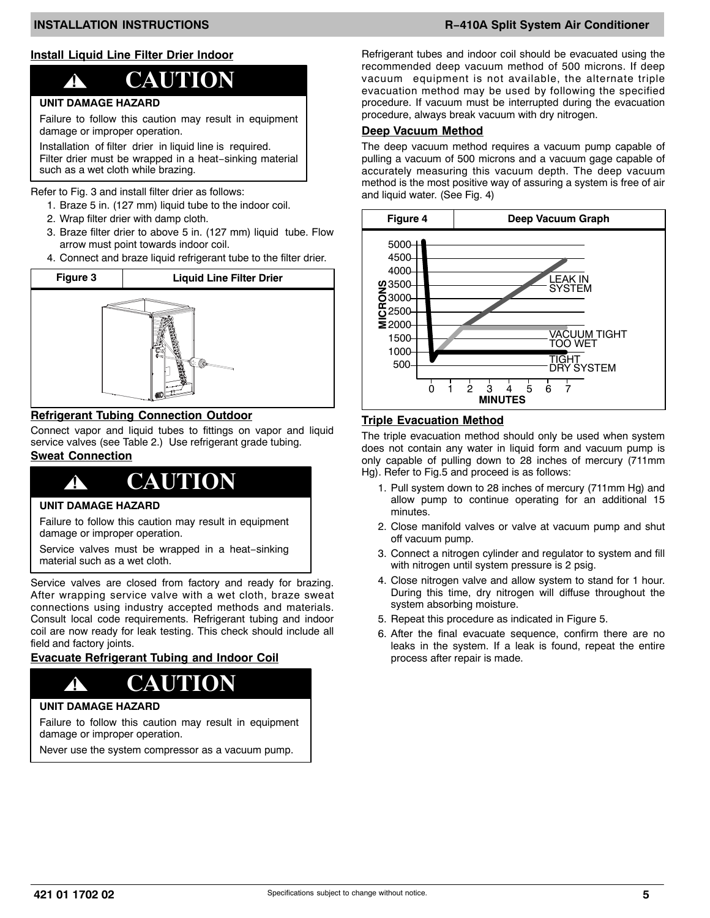## Install Liquid Line Filter Drier Indoor

> **⚠ CAUTION**
>
> **UNIT DAMAGE HAZARD**
>
> Failure to follow this caution may result in equipment damage or improper operation.
>
> Installation of filter drier in liquid line is required. Filter drier must be wrapped in a heat−sinking material such as a wet cloth while brazing.

Refer to Fig. 3 and install filter drier as follows:

1. Braze 5 in. (127 mm) liquid tube to the indoor coil.
2. Wrap filter drier with damp cloth.
3. Braze filter drier to above 5 in. (127 mm) liquid tube. Flow arrow must point towards indoor coil.
4. Connect and braze liquid refrigerant tube to the filter drier.

**Figure 3 — Liquid Line Filter Drier**

## Refrigerant Tubing Connection Outdoor

Connect vapor and liquid tubes to fittings on vapor and liquid service valves (see Table 2.) Use refrigerant grade tubing.

### Sweat Connection

> **⚠ CAUTION**
>
> **UNIT DAMAGE HAZARD**
>
> Failure to follow this caution may result in equipment damage or improper operation.
>
> Service valves must be wrapped in a heat−sinking material such as a wet cloth.

Service valves are closed from factory and ready for brazing. After wrapping service valve with a wet cloth, braze sweat connections using industry accepted methods and materials. Consult local code requirements. Refrigerant tubing and indoor coil are now ready for leak testing. This check should include all field and factory joints.

## Evacuate Refrigerant Tubing and Indoor Coil

> **⚠ CAUTION**
>
> **UNIT DAMAGE HAZARD**
>
> Failure to follow this caution may result in equipment damage or improper operation.
>
> Never use the system compressor as a vacuum pump.

Refrigerant tubes and indoor coil should be evacuated using the recommended deep vacuum method of 500 microns. If deep vacuum equipment is not available, the alternate triple evacuation method may be used by following the specified procedure. If vacuum must be interrupted during the evacuation procedure, always break vacuum with dry nitrogen.

### Deep Vacuum Method

The deep vacuum method requires a vacuum pump capable of pulling a vacuum of 500 microns and a vacuum gage capable of accurately measuring this vacuum depth. The deep vacuum method is the most positive way of assuring a system is free of air and liquid water. (See Fig. 4)

**Figure 4 — Deep Vacuum Graph**

(Graph: MICRONS (500–5000) vs. MINUTES (0–7); curves labeled LEAK IN SYSTEM, VACUUM TIGHT TOO WET, TIGHT DRY SYSTEM)

### Triple Evacuation Method

The triple evacuation method should only be used when system does not contain any water in liquid form and vacuum pump is only capable of pulling down to 28 inches of mercury (711mm Hg). Refer to Fig.5 and proceed is as follows:

1. Pull system down to 28 inches of mercury (711mm Hg) and allow pump to continue operating for an additional 15 minutes.
2. Close manifold valves or valve at vacuum pump and shut off vacuum pump.
3. Connect a nitrogen cylinder and regulator to system and fill with nitrogen until system pressure is 2 psig.
4. Close nitrogen valve and allow system to stand for 1 hour. During this time, dry nitrogen will diffuse throughout the system absorbing moisture.
5. Repeat this procedure as indicated in Figure 5.
6. After the final evacuate sequence, confirm there are no leaks in the system. If a leak is found, repeat the entire process after repair is made.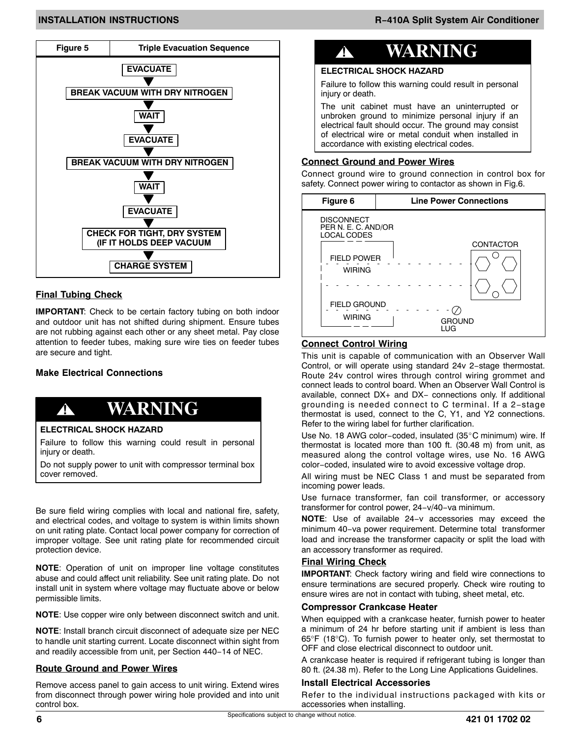**Figure 5 — Triple Evacuation Sequence**

EVACUATE
▼
BREAK VACUUM WITH DRY NITROGEN
▼
WAIT
▼
EVACUATE
▼
BREAK VACUUM WITH DRY NITROGEN
▼
WAIT
▼
EVACUATE
▼
CHECK FOR TIGHT, DRY SYSTEM (IF IT HOLDS DEEP VACUUM
▼
CHARGE SYSTEM

### Final Tubing Check

**IMPORTANT**: Check to be certain factory tubing on both indoor and outdoor unit has not shifted during shipment. Ensure tubes are not rubbing against each other or any sheet metal. Pay close attention to feeder tubes, making sure wire ties on feeder tubes are secure and tight.

### Make Electrical Connections

> **⚠ WARNING**
>
> **ELECTRICAL SHOCK HAZARD**
>
> Failure to follow this warning could result in personal injury or death.
>
> Do not supply power to unit with compressor terminal box cover removed.

Be sure field wiring complies with local and national fire, safety, and electrical codes, and voltage to system is within limits shown on unit rating plate. Contact local power company for correction of improper voltage. See unit rating plate for recommended circuit protection device.

**NOTE**: Operation of unit on improper line voltage constitutes abuse and could affect unit reliability. See unit rating plate. Do not install unit in system where voltage may fluctuate above or below permissible limits.

**NOTE**: Use copper wire only between disconnect switch and unit.

**NOTE**: Install branch circuit disconnect of adequate size per NEC to handle unit starting current. Locate disconnect within sight from and readily accessible from unit, per Section 440−14 of NEC.

### Route Ground and Power Wires

Remove access panel to gain access to unit wiring. Extend wires from disconnect through power wiring hole provided and into unit control box.

> **⚠ WARNING**
>
> **ELECTRICAL SHOCK HAZARD**
>
> Failure to follow this warning could result in personal injury or death.
>
> The unit cabinet must have an uninterrupted or unbroken ground to minimize personal injury if an electrical fault should occur. The ground may consist of electrical wire or metal conduit when installed in accordance with existing electrical codes.

### Connect Ground and Power Wires

Connect ground wire to ground connection in control box for safety. Connect power wiring to contactor as shown in Fig.6.

**Figure 6 — Line Power Connections**

DISCONNECT PER N. E. C. AND/OR LOCAL CODES

FIELD POWER WIRING

CONTACTOR

FIELD GROUND WIRING

GROUND LUG

### Connect Control Wiring

This unit is capable of communication with an Observer Wall Control, or will operate using standard 24v 2−stage thermostat. Route 24v control wires through control wiring grommet and connect leads to control board. When an Observer Wall Control is available, connect DX+ and DX− connections only. If additional grounding is needed connect to C terminal. If a 2−stage thermostat is used, connect to the C, Y1, and Y2 connections. Refer to the wiring label for further clarification.

Use No. 18 AWG color−coded, insulated (35°C minimum) wire. If thermostat is located more than 100 ft. (30.48 m) from unit, as measured along the control voltage wires, use No. 16 AWG color−coded, insulated wire to avoid excessive voltage drop.

All wiring must be NEC Class 1 and must be separated from incoming power leads.

Use furnace transformer, fan coil transformer, or accessory transformer for control power, 24−v/40−va minimum.

**NOTE**: Use of available 24−v accessories may exceed the minimum 40−va power requirement. Determine total transformer load and increase the transformer capacity or split the load with an accessory transformer as required.

### Final Wiring Check

**IMPORTANT**: Check factory wiring and field wire connections to ensure terminations are secured properly. Check wire routing to ensure wires are not in contact with tubing, sheet metal, etc.

### Compressor Crankcase Heater

When equipped with a crankcase heater, furnish power to heater a minimum of 24 hr before starting unit if ambient is less than 65°F (18°C). To furnish power to heater only, set thermostat to OFF and close electrical disconnect to outdoor unit.

A crankcase heater is required if refrigerant tubing is longer than 80 ft. (24.38 m). Refer to the Long Line Applications Guidelines.

### Install Electrical Accessories

Refer to the individual instructions packaged with kits or accessories when installing.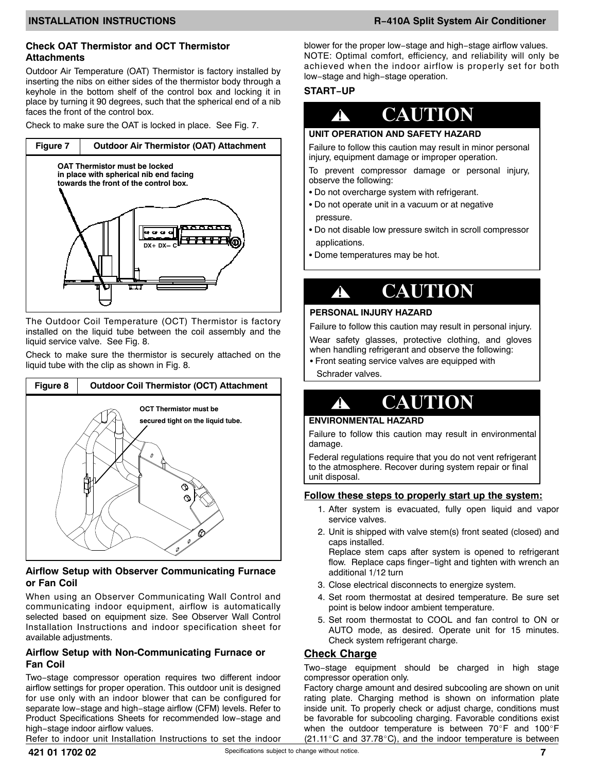## Check OAT Thermistor and OCT Thermistor Attachments

Outdoor Air Temperature (OAT) Thermistor is factory installed by inserting the nibs on either sides of the thermistor body through a keyhole in the bottom shelf of the control box and locking it in place by turning it 90 degrees, such that the spherical end of a nib faces the front of the control box.

Check to make sure the OAT is locked in place. See Fig. 7.

**Figure 7 — Outdoor Air Thermistor (OAT) Attachment**

OAT Thermistor must be locked in place with spherical nib end facing towards the front of the control box.

DX+ DX– C

The Outdoor Coil Temperature (OCT) Thermistor is factory installed on the liquid tube between the coil assembly and the liquid service valve. See Fig. 8.

Check to make sure the thermistor is securely attached on the liquid tube with the clip as shown in Fig. 8.

**Figure 8 — Outdoor Coil Thermistor (OCT) Attachment**

OCT Thermistor must be secured tight on the liquid tube.

### Airflow Setup with Observer Communicating Furnace or Fan Coil

When using an Observer Communicating Wall Control and communicating indoor equipment, airflow is automatically selected based on equipment size. See Observer Wall Control Installation Instructions and indoor specification sheet for available adjustments.

### Airflow Setup with Non-Communicating Furnace or Fan Coil

Two−stage compressor operation requires two different indoor airflow settings for proper operation. This outdoor unit is designed for use only with an indoor blower that can be configured for separate low−stage and high−stage airflow (CFM) levels. Refer to Product Specifications Sheets for recommended low−stage and high−stage indoor airflow values.

Refer to indoor unit Installation Instructions to set the indoor blower for the proper low−stage and high−stage airflow values.

NOTE: Optimal comfort, efficiency, and reliability will only be achieved when the indoor airflow is properly set for both low−stage and high−stage operation.

## START−UP

> **⚠ CAUTION**
>
> **UNIT OPERATION AND SAFETY HAZARD**
>
> Failure to follow this caution may result in minor personal injury, equipment damage or improper operation.
>
> To prevent compressor damage or personal injury, observe the following:
>
> - Do not overcharge system with refrigerant.
> - Do not operate unit in a vacuum or at negative pressure.
> - Do not disable low pressure switch in scroll compressor applications.
> - Dome temperatures may be hot.

> **⚠ CAUTION**
>
> **PERSONAL INJURY HAZARD**
>
> Failure to follow this caution may result in personal injury.
>
> Wear safety glasses, protective clothing, and gloves when handling refrigerant and observe the following:
>
> - Front seating service valves are equipped with Schrader valves.

> **⚠ CAUTION**
>
> **ENVIRONMENTAL HAZARD**
>
> Failure to follow this caution may result in environmental damage.
>
> Federal regulations require that you do not vent refrigerant to the atmosphere. Recover during system repair or final unit disposal.

**Follow these steps to properly start up the system:**

1. After system is evacuated, fully open liquid and vapor service valves.
2. Unit is shipped with valve stem(s) front seated (closed) and caps installed.
   Replace stem caps after system is opened to refrigerant flow. Replace caps finger−tight and tighten with wrench an additional 1/12 turn
3. Close electrical disconnects to energize system.
4. Set room thermostat at desired temperature. Be sure set point is below indoor ambient temperature.
5. Set room thermostat to COOL and fan control to ON or AUTO mode, as desired. Operate unit for 15 minutes. Check system refrigerant charge.

## Check Charge

Two−stage equipment should be charged in high stage compressor operation only.

Factory charge amount and desired subcooling are shown on unit rating plate. Charging method is shown on information plate inside unit. To properly check or adjust charge, conditions must be favorable for subcooling charging. Favorable conditions exist when the outdoor temperature is between 70°F and 100°F (21.11°C and 37.78°C), and the indoor temperature is between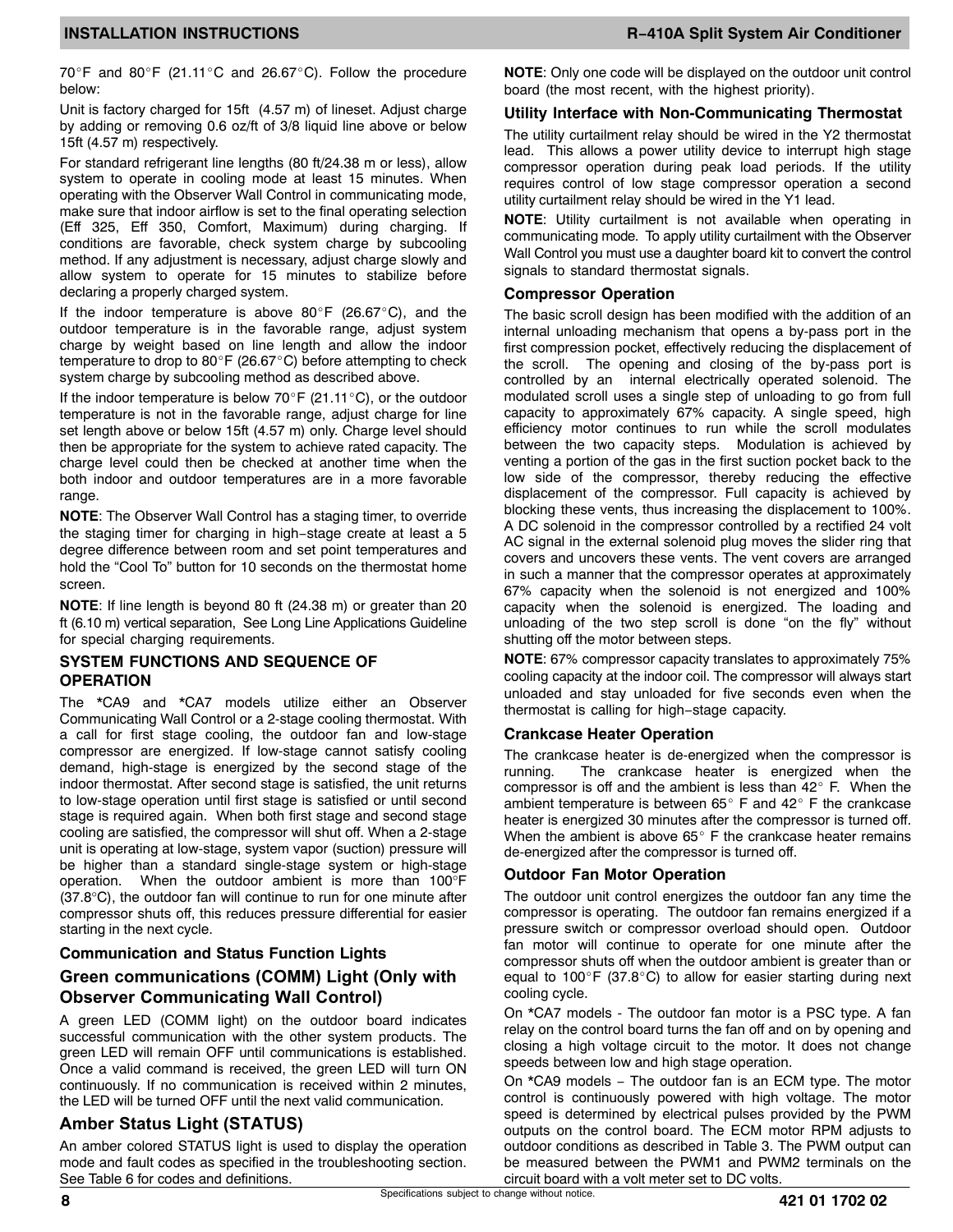70°F and 80°F (21.11°C and 26.67°C). Follow the procedure below:

Unit is factory charged for 15ft (4.57 m) of lineset. Adjust charge by adding or removing 0.6 oz/ft of 3/8 liquid line above or below 15ft (4.57 m) respectively.

For standard refrigerant line lengths (80 ft/24.38 m or less), allow system to operate in cooling mode at least 15 minutes. When operating with the Observer Wall Control in communicating mode, make sure that indoor airflow is set to the final operating selection (Eff 325, Eff 350, Comfort, Maximum) during charging. If conditions are favorable, check system charge by subcooling method. If any adjustment is necessary, adjust charge slowly and allow system to operate for 15 minutes to stabilize before declaring a properly charged system.

If the indoor temperature is above 80°F (26.67°C), and the outdoor temperature is in the favorable range, adjust system charge by weight based on line length and allow the indoor temperature to drop to 80°F (26.67°C) before attempting to check system charge by subcooling method as described above.

If the indoor temperature is below 70°F (21.11°C), or the outdoor temperature is not in the favorable range, adjust charge for line set length above or below 15ft (4.57 m) only. Charge level should then be appropriate for the system to achieve rated capacity. The charge level could then be checked at another time when the both indoor and outdoor temperatures are in a more favorable range.

**NOTE**: The Observer Wall Control has a staging timer, to override the staging timer for charging in high−stage create at least a 5 degree difference between room and set point temperatures and hold the "Cool To" button for 10 seconds on the thermostat home screen.

**NOTE**: If line length is beyond 80 ft (24.38 m) or greater than 20 ft (6.10 m) vertical separation, See Long Line Applications Guideline for special charging requirements.

### SYSTEM FUNCTIONS AND SEQUENCE OF OPERATION

The *CA9 and *CA7 models utilize either an Observer Communicating Wall Control or a 2-stage cooling thermostat. With a call for first stage cooling, the outdoor fan and low-stage compressor are energized. If low-stage cannot satisfy cooling demand, high-stage is energized by the second stage of the indoor thermostat. After second stage is satisfied, the unit returns to low-stage operation until first stage is satisfied or until second stage is required again. When both first stage and second stage cooling are satisfied, the compressor will shut off. When a 2-stage unit is operating at low-stage, system vapor (suction) pressure will be higher than a standard single-stage system or high-stage operation. When the outdoor ambient is more than 100°F (37.8°C), the outdoor fan will continue to run for one minute after compressor shuts off, this reduces pressure differential for easier starting in the next cycle.

### Communication and Status Function Lights

### Green communications (COMM) Light (Only with Observer Communicating Wall Control)

A green LED (COMM light) on the outdoor board indicates successful communication with the other system products. The green LED will remain OFF until communications is established. Once a valid command is received, the green LED will turn ON continuously. If no communication is received within 2 minutes, the LED will be turned OFF until the next valid communication.

### Amber Status Light (STATUS)

An amber colored STATUS light is used to display the operation mode and fault codes as specified in the troubleshooting section. See Table 6 for codes and definitions.

**NOTE**: Only one code will be displayed on the outdoor unit control board (the most recent, with the highest priority).

### Utility Interface with Non-Communicating Thermostat

The utility curtailment relay should be wired in the Y2 thermostat lead. This allows a power utility device to interrupt high stage compressor operation during peak load periods. If the utility requires control of low stage compressor operation a second utility curtailment relay should be wired in the Y1 lead.

**NOTE**: Utility curtailment is not available when operating in communicating mode. To apply utility curtailment with the Observer Wall Control you must use a daughter board kit to convert the control signals to standard thermostat signals.

### Compressor Operation

The basic scroll design has been modified with the addition of an internal unloading mechanism that opens a by-pass port in the first compression pocket, effectively reducing the displacement of the scroll. The opening and closing of the by-pass port is controlled by an internal electrically operated solenoid. The modulated scroll uses a single step of unloading to go from full capacity to approximately 67% capacity. A single speed, high efficiency motor continues to run while the scroll modulates between the two capacity steps. Modulation is achieved by venting a portion of the gas in the first suction pocket back to the low side of the compressor, thereby reducing the effective displacement of the compressor. Full capacity is achieved by blocking these vents, thus increasing the displacement to 100%. A DC solenoid in the compressor controlled by a rectified 24 volt AC signal in the external solenoid plug moves the slider ring that covers and uncovers these vents. The vent covers are arranged in such a manner that the compressor operates at approximately 67% capacity when the solenoid is not energized and 100% capacity when the solenoid is energized. The loading and unloading of the two step scroll is done "on the fly" without shutting off the motor between steps.

**NOTE**: 67% compressor capacity translates to approximately 75% cooling capacity at the indoor coil. The compressor will always start unloaded and stay unloaded for five seconds even when the thermostat is calling for high−stage capacity.

### Crankcase Heater Operation

The crankcase heater is de-energized when the compressor is running. The crankcase heater is energized when the compressor is off and the ambient is less than 42° F. When the ambient temperature is between 65° F and 42° F the crankcase heater is energized 30 minutes after the compressor is turned off. When the ambient is above 65° F the crankcase heater remains de-energized after the compressor is turned off.

### Outdoor Fan Motor Operation

The outdoor unit control energizes the outdoor fan any time the compressor is operating. The outdoor fan remains energized if a pressure switch or compressor overload should open. Outdoor fan motor will continue to operate for one minute after the compressor shuts off when the outdoor ambient is greater than or equal to 100°F (37.8°C) to allow for easier starting during next cooling cycle.

On *CA7 models - The outdoor fan motor is a PSC type. A fan relay on the control board turns the fan off and on by opening and closing a high voltage circuit to the motor. It does not change speeds between low and high stage operation.

On *CA9 models − The outdoor fan is an ECM type. The motor control is continuously powered with high voltage. The motor speed is determined by electrical pulses provided by the PWM outputs on the control board. The ECM motor RPM adjusts to outdoor conditions as described in Table 3. The PWM output can be measured between the PWM1 and PWM2 terminals on the circuit board with a volt meter set to DC volts.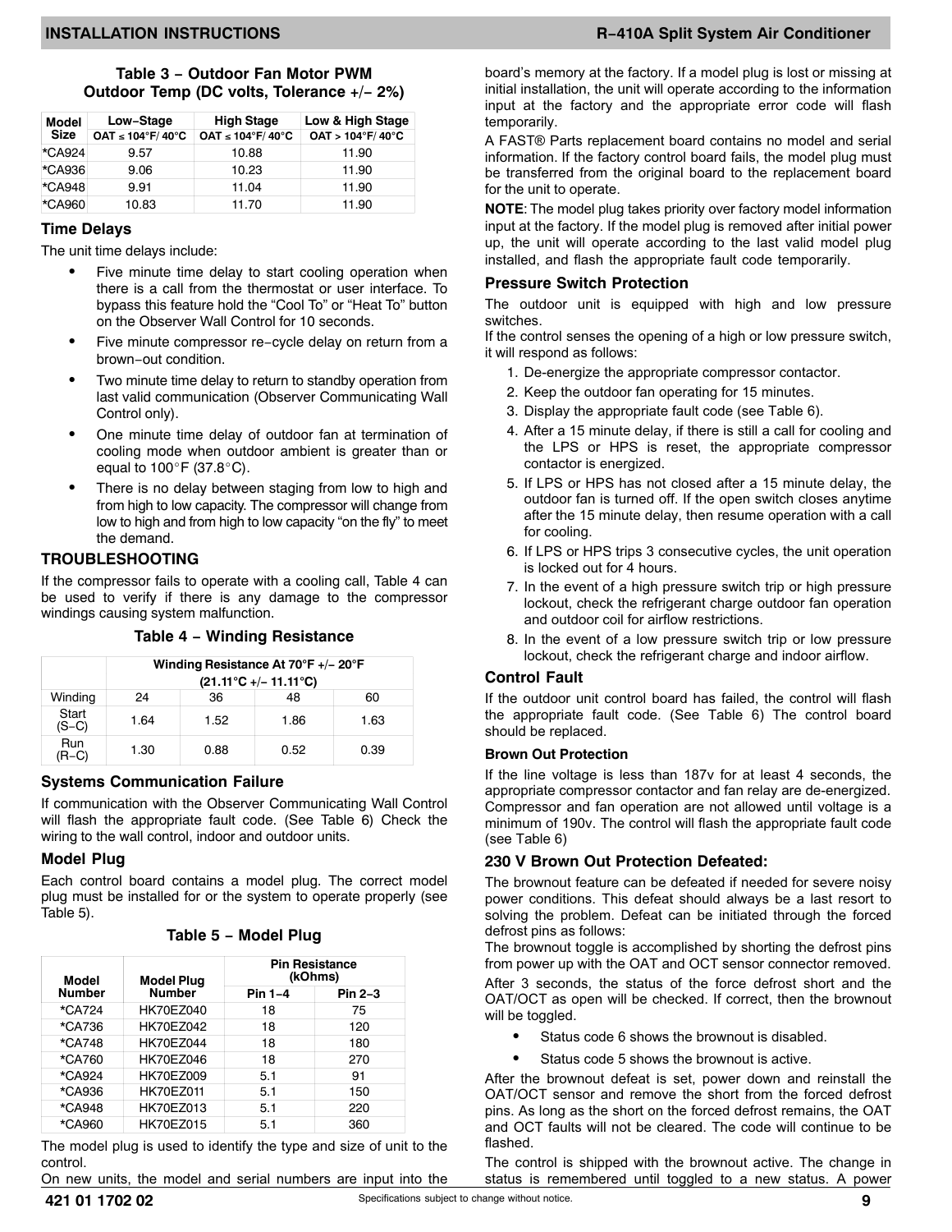**Table 3 − Outdoor Fan Motor PWM Outdoor Temp (DC volts, Tolerance +/− 2%)**

| Model Size | Low−Stage | High Stage | Low & High Stage |
|---|---|---|---|
| | OAT ≤ 104°F/ 40°C | OAT ≤ 104°F/ 40°C | OAT > 104°F/ 40°C |
| *CA924 | 9.57 | 10.88 | 11.90 |
| *CA936 | 9.06 | 10.23 | 11.90 |
| *CA948 | 9.91 | 11.04 | 11.90 |
| *CA960 | 10.83 | 11.70 | 11.90 |

### Time Delays

The unit time delays include:

- Five minute time delay to start cooling operation when there is a call from the thermostat or user interface. To bypass this feature hold the "Cool To" or "Heat To" button on the Observer Wall Control for 10 seconds.
- Five minute compressor re−cycle delay on return from a brown−out condition.
- Two minute time delay to return to standby operation from last valid communication (Observer Communicating Wall Control only).
- One minute time delay of outdoor fan at termination of cooling mode when outdoor ambient is greater than or equal to 100°F (37.8°C).
- There is no delay between staging from low to high and from high to low capacity. The compressor will change from low to high and from high to low capacity "on the fly" to meet the demand.

## TROUBLESHOOTING

If the compressor fails to operate with a cooling call, Table 4 can be used to verify if there is any damage to the compressor windings causing system malfunction.

**Table 4 − Winding Resistance**

| | Winding Resistance At 70°F +/− 20°F (21.11°C +/− 11.11°C) | | | |
|---|---|---|---|---|
| Winding | 24 | 36 | 48 | 60 |
| Start (S−C) | 1.64 | 1.52 | 1.86 | 1.63 |
| Run (R−C) | 1.30 | 0.88 | 0.52 | 0.39 |

### Systems Communication Failure

If communication with the Observer Communicating Wall Control will flash the appropriate fault code. (See Table 6) Check the wiring to the wall control, indoor and outdoor units.

### Model Plug

Each control board contains a model plug. The correct model plug must be installed for or the system to operate properly (see Table 5).

**Table 5 − Model Plug**

| Model Number | Model Plug Number | Pin Resistance (kOhms) | |
|---|---|---|---|
| | | Pin 1−4 | Pin 2−3 |
| *CA724 | HK70EZ040 | 18 | 75 |
| *CA736 | HK70EZ042 | 18 | 120 |
| *CA748 | HK70EZ044 | 18 | 180 |
| *CA760 | HK70EZ046 | 18 | 270 |
| *CA924 | HK70EZ009 | 5.1 | 91 |
| *CA936 | HK70EZ011 | 5.1 | 150 |
| *CA948 | HK70EZ013 | 5.1 | 220 |
| *CA960 | HK70EZ015 | 5.1 | 360 |

The model plug is used to identify the type and size of unit to the control.

On new units, the model and serial numbers are input into the board's memory at the factory. If a model plug is lost or missing at initial installation, the unit will operate according to the information input at the factory and the appropriate error code will flash temporarily.

A FAST® Parts replacement board contains no model and serial information. If the factory control board fails, the model plug must be transferred from the original board to the replacement board for the unit to operate.

**NOTE**: The model plug takes priority over factory model information input at the factory. If the model plug is removed after initial power up, the unit will operate according to the last valid model plug installed, and flash the appropriate fault code temporarily.

### Pressure Switch Protection

The outdoor unit is equipped with high and low pressure switches.

If the control senses the opening of a high or low pressure switch, it will respond as follows:

1. De-energize the appropriate compressor contactor.
2. Keep the outdoor fan operating for 15 minutes.
3. Display the appropriate fault code (see Table 6).
4. After a 15 minute delay, if there is still a call for cooling and the LPS or HPS is reset, the appropriate compressor contactor is energized.
5. If LPS or HPS has not closed after a 15 minute delay, the outdoor fan is turned off. If the open switch closes anytime after the 15 minute delay, then resume operation with a call for cooling.
6. If LPS or HPS trips 3 consecutive cycles, the unit operation is locked out for 4 hours.
7. In the event of a high pressure switch trip or high pressure lockout, check the refrigerant charge outdoor fan operation and outdoor coil for airflow restrictions.
8. In the event of a low pressure switch trip or low pressure lockout, check the refrigerant charge and indoor airflow.

### Control Fault

If the outdoor unit control board has failed, the control will flash the appropriate fault code. (See Table 6) The control board should be replaced.

#### Brown Out Protection

If the line voltage is less than 187v for at least 4 seconds, the appropriate compressor contactor and fan relay are de-energized. Compressor and fan operation are not allowed until voltage is a minimum of 190v. The control will flash the appropriate fault code (see Table 6)

### 230 V Brown Out Protection Defeated:

The brownout feature can be defeated if needed for severe noisy power conditions. This defeat should always be a last resort to solving the problem. Defeat can be initiated through the forced defrost pins as follows:

The brownout toggle is accomplished by shorting the defrost pins from power up with the OAT and OCT sensor connector removed.

After 3 seconds, the status of the force defrost short and the OAT/OCT as open will be checked. If correct, then the brownout will be toggled.

- Status code 6 shows the brownout is disabled.
- Status code 5 shows the brownout is active.

After the brownout defeat is set, power down and reinstall the OAT/OCT sensor and remove the short from the forced defrost pins. As long as the short on the forced defrost remains, the OAT and OCT faults will not be cleared. The code will continue to be flashed.

The control is shipped with the brownout active. The change in status is remembered until toggled to a new status. A power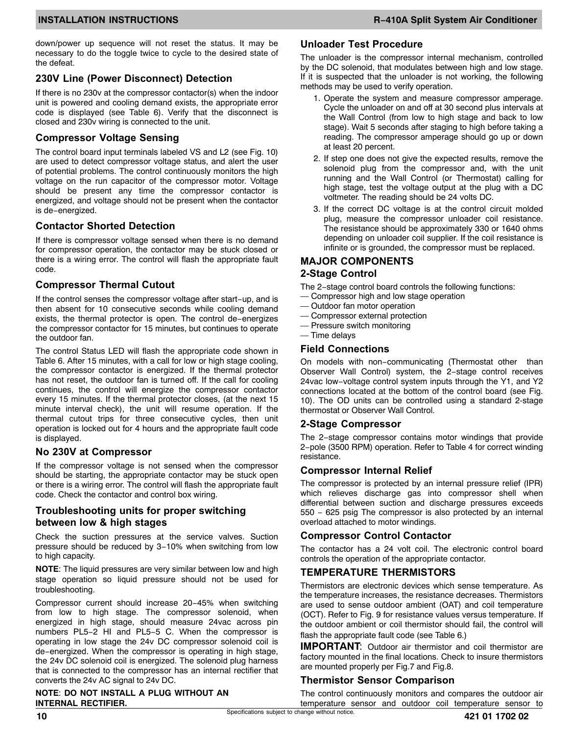down/power up sequence will not reset the status. It may be necessary to do the toggle twice to cycle to the desired state of the defeat.

### 230V Line (Power Disconnect) Detection

If there is no 230v at the compressor contactor(s) when the indoor unit is powered and cooling demand exists, the appropriate error code is displayed (see Table 6). Verify that the disconnect is closed and 230v wiring is connected to the unit.

### Compressor Voltage Sensing

The control board input terminals labeled VS and L2 (see Fig. 10) are used to detect compressor voltage status, and alert the user of potential problems. The control continuously monitors the high voltage on the run capacitor of the compressor motor. Voltage should be present any time the compressor contactor is energized, and voltage should not be present when the contactor is de−energized.

### Contactor Shorted Detection

If there is compressor voltage sensed when there is no demand for compressor operation, the contactor may be stuck closed or there is a wiring error. The control will flash the appropriate fault code.

### Compressor Thermal Cutout

If the control senses the compressor voltage after start−up, and is then absent for 10 consecutive seconds while cooling demand exists, the thermal protector is open. The control de−energizes the compressor contactor for 15 minutes, but continues to operate the outdoor fan.

The control Status LED will flash the appropriate code shown in Table 6. After 15 minutes, with a call for low or high stage cooling, the compressor contactor is energized. If the thermal protector has not reset, the outdoor fan is turned off. If the call for cooling continues, the control will energize the compressor contactor every 15 minutes. If the thermal protector closes, (at the next 15 minute interval check), the unit will resume operation. If the thermal cutout trips for three consecutive cycles, then unit operation is locked out for 4 hours and the appropriate fault code is displayed.

### No 230V at Compressor

If the compressor voltage is not sensed when the compressor should be starting, the appropriate contactor may be stuck open or there is a wiring error. The control will flash the appropriate fault code. Check the contactor and control box wiring.

### Troubleshooting units for proper switching between low & high stages

Check the suction pressures at the service valves. Suction pressure should be reduced by 3−10% when switching from low to high capacity.

**NOTE**: The liquid pressures are very similar between low and high stage operation so liquid pressure should not be used for troubleshooting.

Compressor current should increase 20−45% when switching from low to high stage. The compressor solenoid, when energized in high stage, should measure 24vac across pin numbers PL5−2 HI and PL5−5 C. When the compressor is operating in low stage the 24v DC compressor solenoid coil is de−energized. When the compressor is operating in high stage, the 24v DC solenoid coil is energized. The solenoid plug harness that is connected to the compressor has an internal rectifier that converts the 24v AC signal to 24v DC.

**NOTE**: **DO NOT INSTALL A PLUG WITHOUT AN INTERNAL RECTIFIER.**

### Unloader Test Procedure

The unloader is the compressor internal mechanism, controlled by the DC solenoid, that modulates between high and low stage. If it is suspected that the unloader is not working, the following methods may be used to verify operation.

1. Operate the system and measure compressor amperage. Cycle the unloader on and off at 30 second plus intervals at the Wall Control (from low to high stage and back to low stage). Wait 5 seconds after staging to high before taking a reading. The compressor amperage should go up or down at least 20 percent.
2. If step one does not give the expected results, remove the solenoid plug from the compressor and, with the unit running and the Wall Control (or Thermostat) calling for high stage, test the voltage output at the plug with a DC voltmeter. The reading should be 24 volts DC.
3. If the correct DC voltage is at the control circuit molded plug, measure the compressor unloader coil resistance. The resistance should be approximately 330 or 1640 ohms depending on unloader coil supplier. If the coil resistance is infinite or is grounded, the compressor must be replaced.

## MAJOR COMPONENTS

### 2-Stage Control

The 2−stage control board controls the following functions:

— Compressor high and low stage operation
— Outdoor fan motor operation
— Compressor external protection
— Pressure switch monitoring
— Time delays

### Field Connections

On models with non−communicating (Thermostat other than Observer Wall Control) system, the 2−stage control receives 24vac low−voltage control system inputs through the Y1, and Y2 connections located at the bottom of the control board (see Fig. 10). The OD units can be controlled using a standard 2-stage thermostat or Observer Wall Control.

### 2-Stage Compressor

The 2−stage compressor contains motor windings that provide 2−pole (3500 RPM) operation. Refer to Table 4 for correct winding resistance.

### Compressor Internal Relief

The compressor is protected by an internal pressure relief (IPR) which relieves discharge gas into compressor shell when differential between suction and discharge pressures exceeds 550 − 625 psig The compressor is also protected by an internal overload attached to motor windings.

### Compressor Control Contactor

The contactor has a 24 volt coil. The electronic control board controls the operation of the appropriate contactor.

## TEMPERATURE THERMISTORS

Thermistors are electronic devices which sense temperature. As the temperature increases, the resistance decreases. Thermistors are used to sense outdoor ambient (OAT) and coil temperature (OCT). Refer to Fig. 9 for resistance values versus temperature. If the outdoor ambient or coil thermistor should fail, the control will flash the appropriate fault code (see Table 6.)

**IMPORTANT**: Outdoor air thermistor and coil thermistor are factory mounted in the final locations. Check to insure thermistors are mounted properly per Fig.7 and Fig.8.

### Thermistor Sensor Comparison

The control continuously monitors and compares the outdoor air temperature sensor and outdoor coil temperature sensor to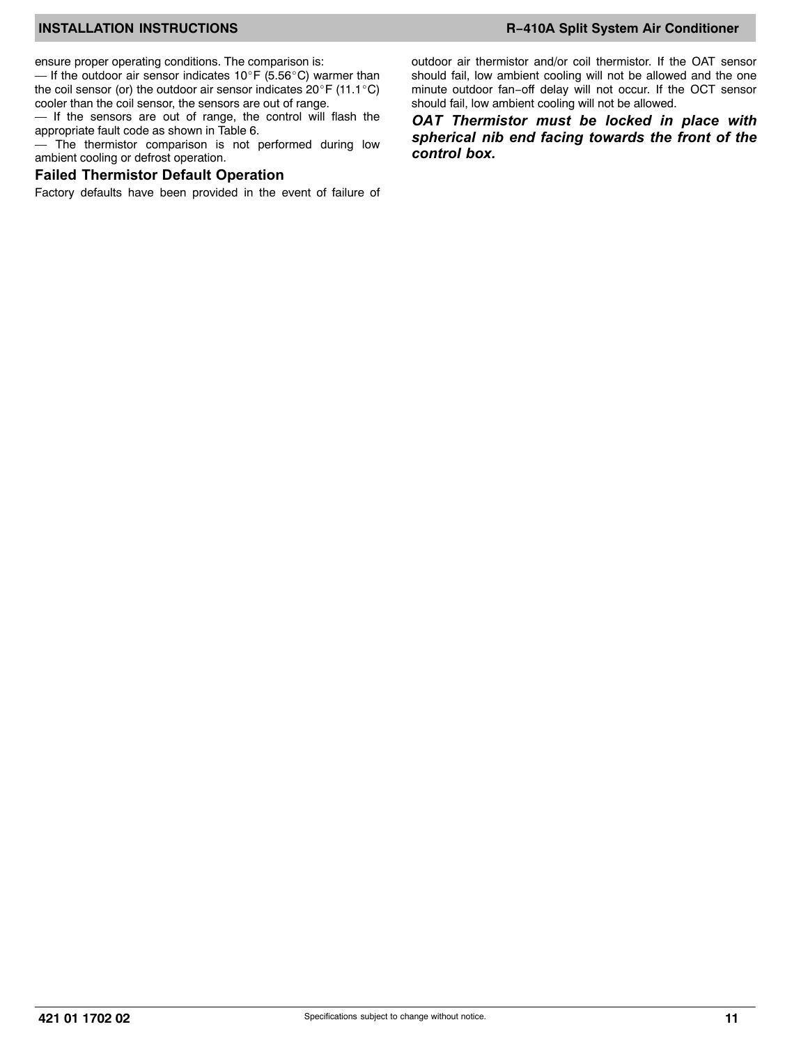ensure proper operating conditions. The comparison is:

— If the outdoor air sensor indicates 10°F (5.56°C) warmer than the coil sensor (or) the outdoor air sensor indicates 20°F (11.1°C) cooler than the coil sensor, the sensors are out of range.

— If the sensors are out of range, the control will flash the appropriate fault code as shown in Table 6.

— The thermistor comparison is not performed during low ambient cooling or defrost operation.

### Failed Thermistor Default Operation

Factory defaults have been provided in the event of failure of outdoor air thermistor and/or coil thermistor. If the OAT sensor should fail, low ambient cooling will not be allowed and the one minute outdoor fan−off delay will not occur. If the OCT sensor should fail, low ambient cooling will not be allowed.

***OAT Thermistor must be locked in place with spherical nib end facing towards the front of the control box.***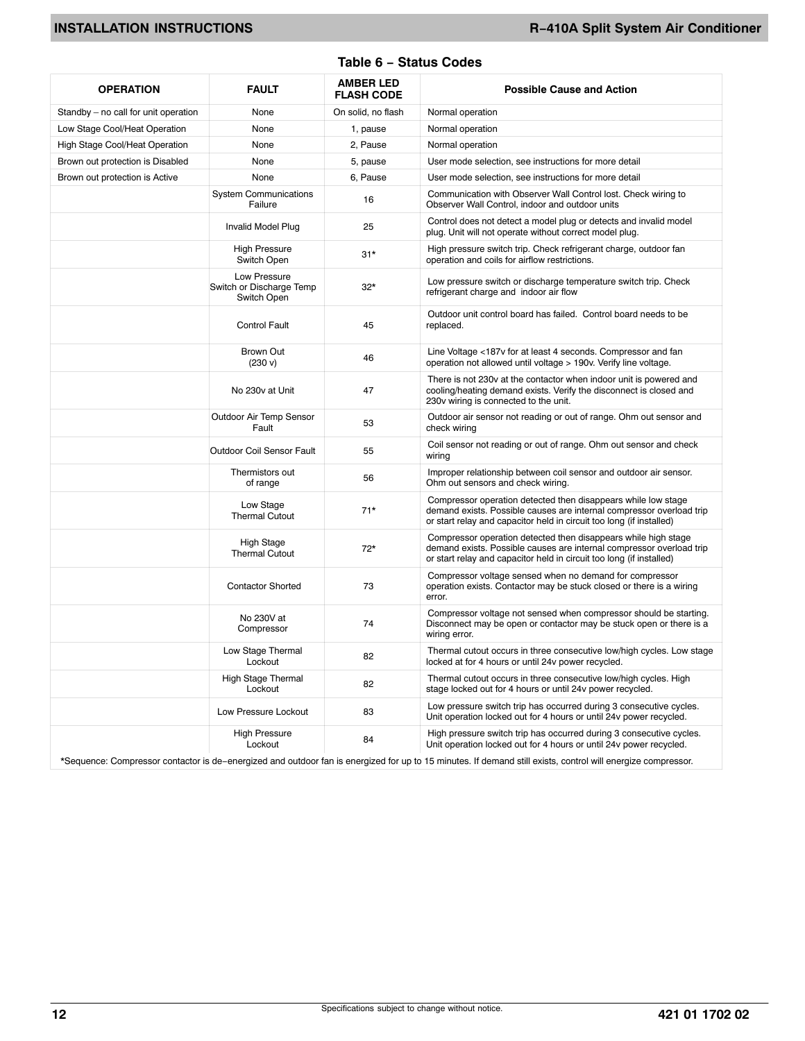## Table 6 − Status Codes

| OPERATION | FAULT | AMBER LED FLASH CODE | Possible Cause and Action |
|---|---|---|---|
| Standby – no call for unit operation | None | On solid, no flash | Normal operation |
| Low Stage Cool/Heat Operation | None | 1, pause | Normal operation |
| High Stage Cool/Heat Operation | None | 2, Pause | Normal operation |
| Brown out protection is Disabled | None | 5, pause | User mode selection, see instructions for more detail |
| Brown out protection is Active | None | 6, Pause | User mode selection, see instructions for more detail |
| | System Communications Failure | 16 | Communication with Observer Wall Control lost. Check wiring to Observer Wall Control, indoor and outdoor units |
| | Invalid Model Plug | 25 | Control does not detect a model plug or detects and invalid model plug. Unit will not operate without correct model plug. |
| | High Pressure Switch Open | 31* | High pressure switch trip. Check refrigerant charge, outdoor fan operation and coils for airflow restrictions. |
| | Low Pressure Switch or Discharge Temp Switch Open | 32* | Low pressure switch or discharge temperature switch trip. Check refrigerant charge and indoor air flow |
| | Control Fault | 45 | Outdoor unit control board has failed. Control board needs to be replaced. |
| | Brown Out (230 v) | 46 | Line Voltage <187v for at least 4 seconds. Compressor and fan operation not allowed until voltage > 190v. Verify line voltage. |
| | No 230v at Unit | 47 | There is not 230v at the contactor when indoor unit is powered and cooling/heating demand exists. Verify the disconnect is closed and 230v wiring is connected to the unit. |
| | Outdoor Air Temp Sensor Fault | 53 | Outdoor air sensor not reading or out of range. Ohm out sensor and check wiring |
| | Outdoor Coil Sensor Fault | 55 | Coil sensor not reading or out of range. Ohm out sensor and check wiring |
| | Thermistors out of range | 56 | Improper relationship between coil sensor and outdoor air sensor. Ohm out sensors and check wiring. |
| | Low Stage Thermal Cutout | 71* | Compressor operation detected then disappears while low stage demand exists. Possible causes are internal compressor overload trip or start relay and capacitor held in circuit too long (if installed) |
| | High Stage Thermal Cutout | 72* | Compressor operation detected then disappears while high stage demand exists. Possible causes are internal compressor overload trip or start relay and capacitor held in circuit too long (if installed) |
| | Contactor Shorted | 73 | Compressor voltage sensed when no demand for compressor operation exists. Contactor may be stuck closed or there is a wiring error. |
| | No 230V at Compressor | 74 | Compressor voltage not sensed when compressor should be starting. Disconnect may be open or contactor may be stuck open or there is a wiring error. |
| | Low Stage Thermal Lockout | 82 | Thermal cutout occurs in three consecutive low/high cycles. Low stage locked at for 4 hours or until 24v power recycled. |
| | High Stage Thermal Lockout | 82 | Thermal cutout occurs in three consecutive low/high cycles. High stage locked out for 4 hours or until 24v power recycled. |
| | Low Pressure Lockout | 83 | Low pressure switch trip has occurred during 3 consecutive cycles. Unit operation locked out for 4 hours or until 24v power recycled. |
| | High Pressure Lockout | 84 | High pressure switch trip has occurred during 3 consecutive cycles. Unit operation locked out for 4 hours or until 24v power recycled. |

*Sequence: Compressor contactor is de−energized and outdoor fan is energized for up to 15 minutes. If demand still exists, control will energize compressor.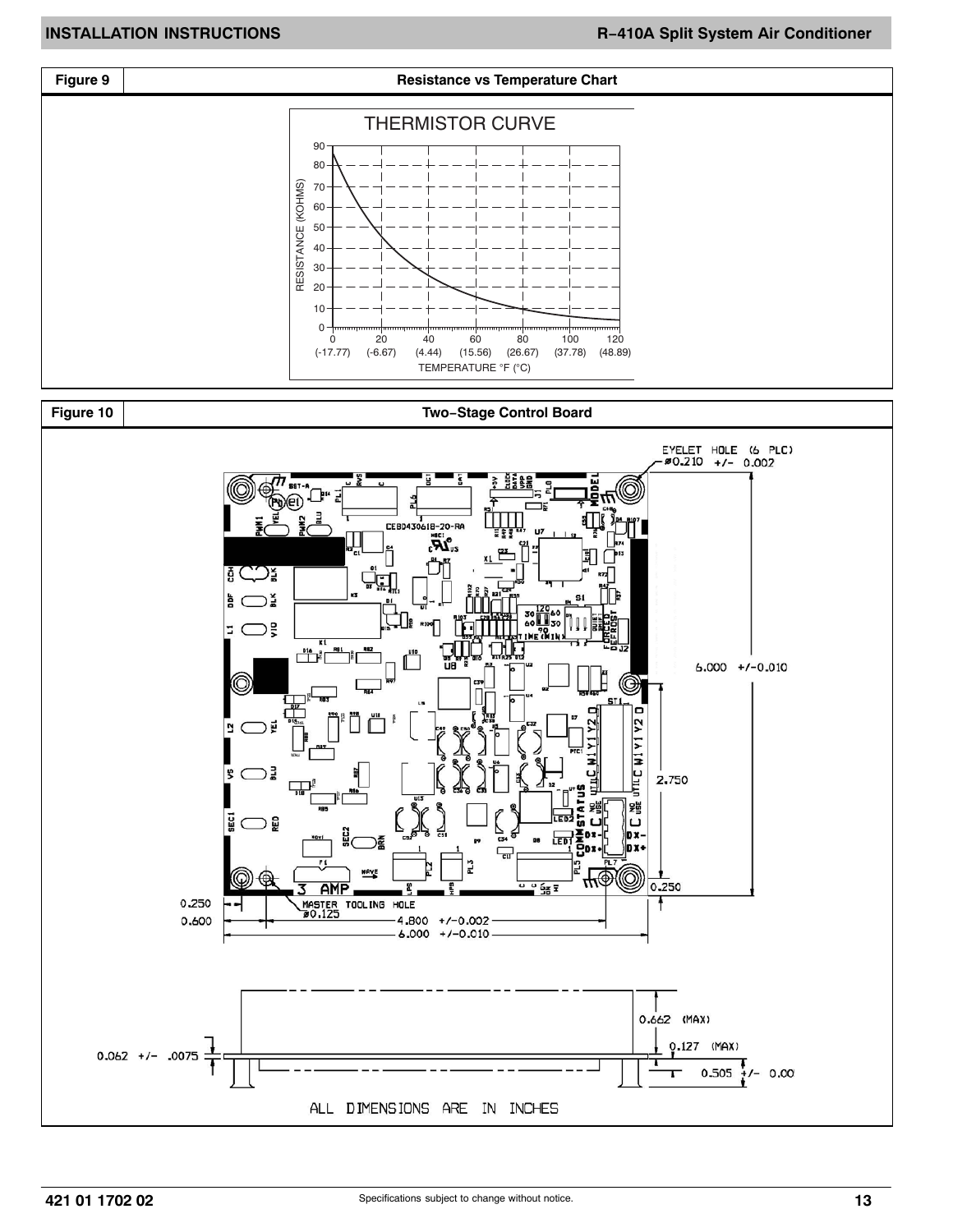| Figure 9 | Resistance vs Temperature Chart |
|---|---|

THERMISTOR CURVE

RESISTANCE (KOHMS)

TEMPERATURE °F (°C)

0 (-17.77) 20 (-6.67) 40 (4.44) 60 (15.56) 80 (26.67) 100 (37.78) 120 (48.89)

| Figure 10 | Two−Stage Control Board |
|---|---|

EYELET HOLE (6 PLC) ⌀0.210 +/- 0.002

6.000 +/-0.010

2.750

0.250

0.250

0.600

MASTER TOOLING HOLE ⌀0.125

4.800 +/-0.002

6.000 +/-0.010

0.662 (MAX)

0.127 (MAX)

0.062 +/- .0075

0.505 +/- 0.00

ALL DIMENSIONS ARE IN INCHES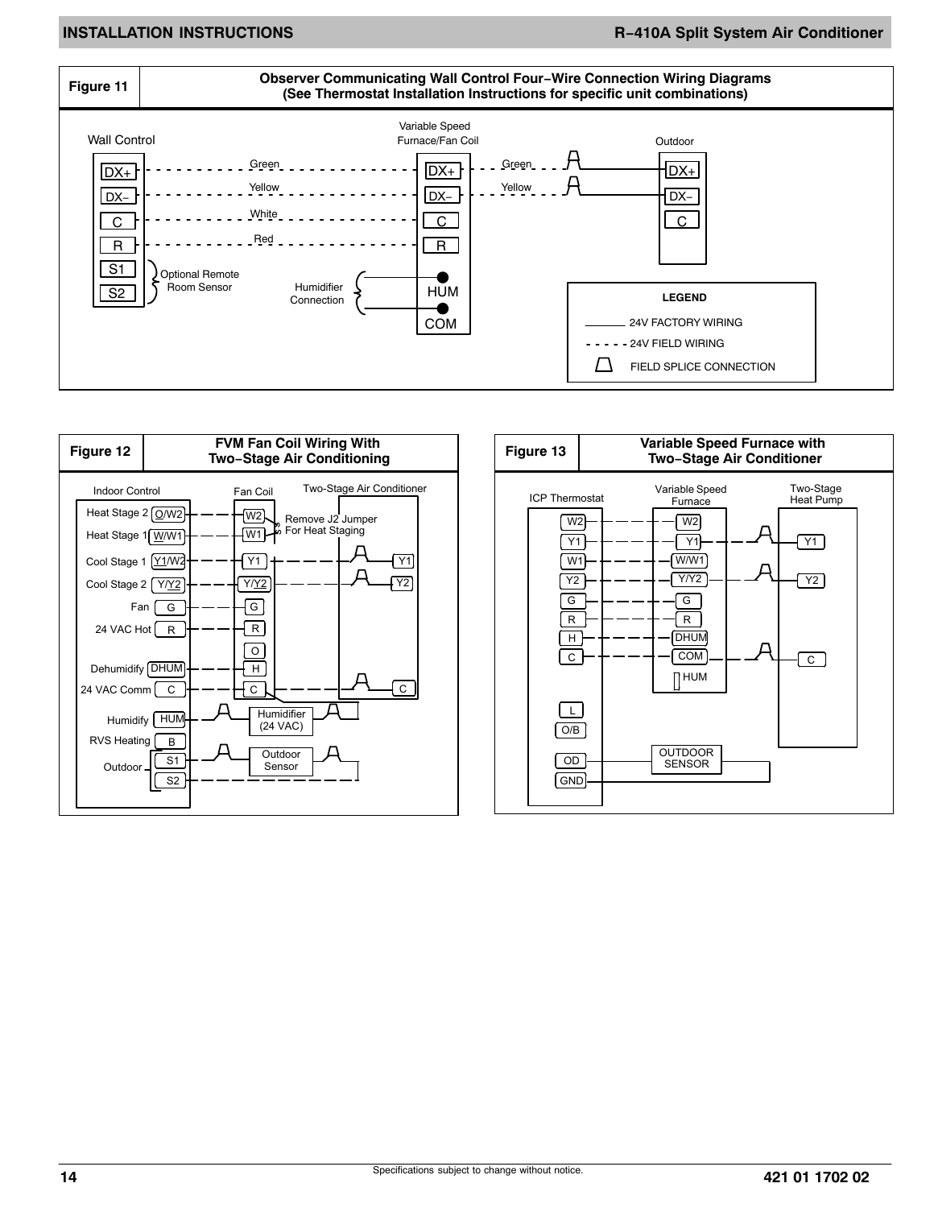**Figure 11** — Observer Communicating Wall Control Four−Wire Connection Wiring Diagrams (See Thermostat Installation Instructions for specific unit combinations)

Wall Control: DX+, DX−, C, R, S1, S2 (Optional Remote Room Sensor)

Variable Speed Furnace/Fan Coil: DX+ (Green), DX− (Yellow), C (White), R (Red), HUM, COM (Humidifier Connection)

Outdoor: DX+ (Green), DX− (Yellow), C

LEGEND

- 24V FACTORY WIRING
- 24V FIELD WIRING
- FIELD SPLICE CONNECTION

**Figure 12** — FVM Fan Coil Wiring With Two−Stage Air Conditioning

Indoor Control: Heat Stage 2 O/W2; Heat Stage 1 W/W1; Cool Stage 1 Y1/W2; Cool Stage 2 Y/Y2; Fan G; 24 VAC Hot R; Dehumidify DHUM; 24 VAC Comm C; Humidify HUM; RVS Heating B; Outdoor S1, S2

Fan Coil: W2, W1 (Remove J2 Jumper For Heat Staging), Y1, Y/Y2, G, R, O, H, C

Two-Stage Air Conditioner: Y1, Y2, C

Humidifier (24 VAC)

Outdoor Sensor

**Figure 13** — Variable Speed Furnace with Two−Stage Air Conditioner

ICP Thermostat: W2, Y1, W1, Y2, G, R, H, C, L, O/B, OD, GND

Variable Speed Furnace: W2, Y1, W/W1, Y/Y2, G, R, DHUM, COM, HUM

Two-Stage Heat Pump: Y1, Y2, C

OUTDOOR SENSOR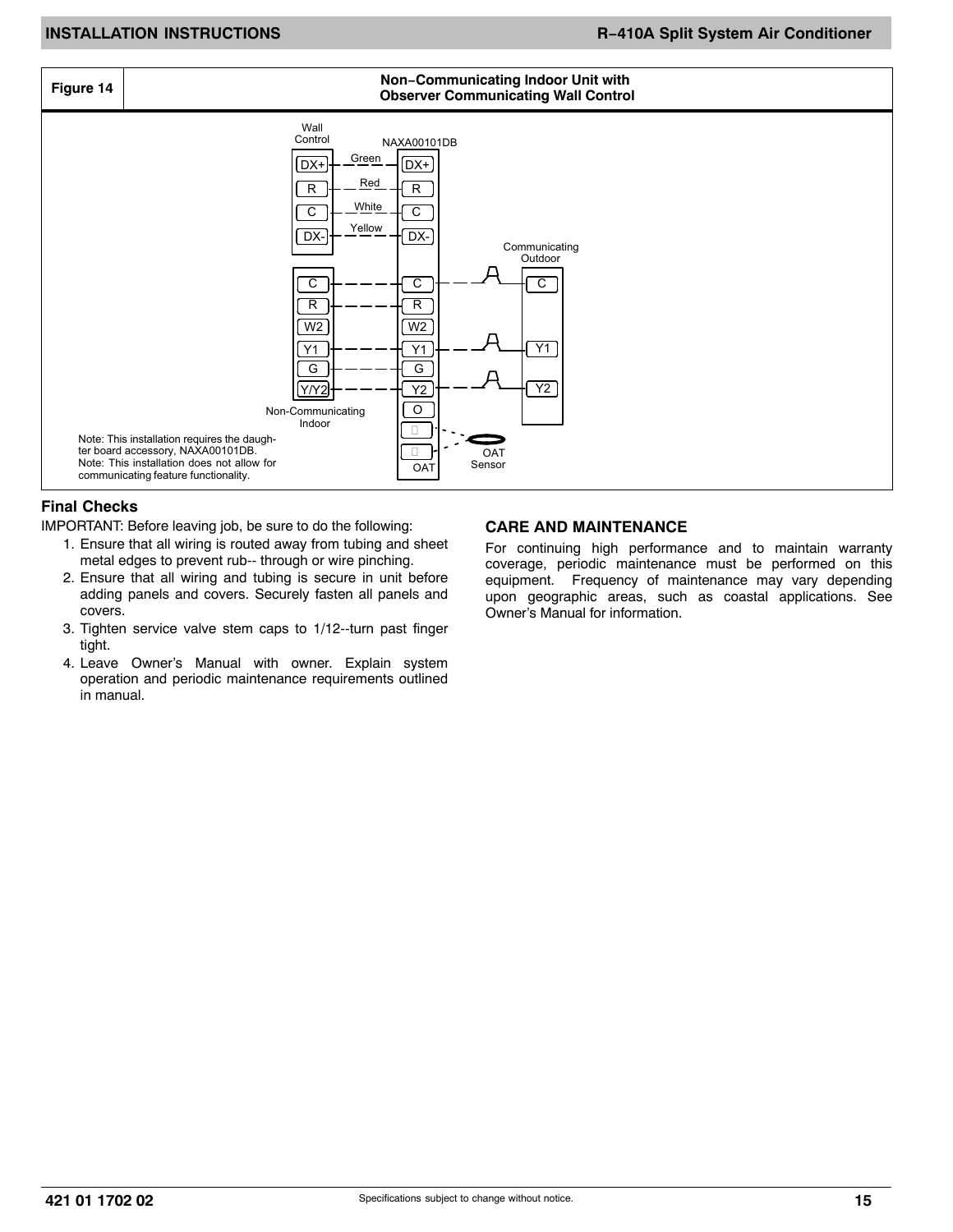**Figure 14** — Non−Communicating Indoor Unit with Observer Communicating Wall Control

Wall Control

NAXA00101DB

Communicating Outdoor

Non-Communicating Indoor

OAT Sensor

Note: This installation requires the daughter board accessory, NAXA00101DB.
Note: This installation does not allow for communicating feature functionality.

### Final Checks

IMPORTANT: Before leaving job, be sure to do the following:

1. Ensure that all wiring is routed away from tubing and sheet metal edges to prevent rub-- through or wire pinching.
2. Ensure that all wiring and tubing is secure in unit before adding panels and covers. Securely fasten all panels and covers.
3. Tighten service valve stem caps to 1/12--turn past finger tight.
4. Leave Owner's Manual with owner. Explain system operation and periodic maintenance requirements outlined in manual.

## CARE AND MAINTENANCE

For continuing high performance and to maintain warranty coverage, periodic maintenance must be performed on this equipment. Frequency of maintenance may vary depending upon geographic areas, such as coastal applications. See Owner's Manual for information.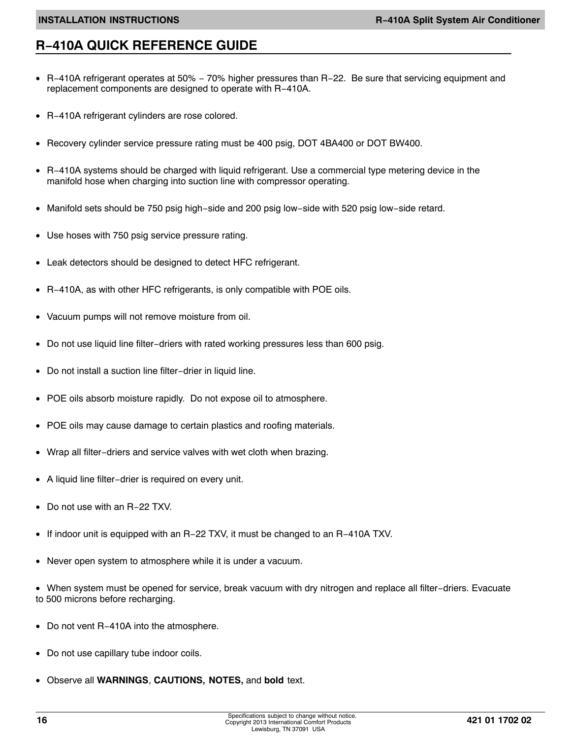## R−410A QUICK REFERENCE GUIDE

- R−410A refrigerant operates at 50% − 70% higher pressures than R−22. Be sure that servicing equipment and replacement components are designed to operate with R−410A.
- R−410A refrigerant cylinders are rose colored.
- Recovery cylinder service pressure rating must be 400 psig, DOT 4BA400 or DOT BW400.
- R−410A systems should be charged with liquid refrigerant. Use a commercial type metering device in the manifold hose when charging into suction line with compressor operating.
- Manifold sets should be 750 psig high−side and 200 psig low−side with 520 psig low−side retard.
- Use hoses with 750 psig service pressure rating.
- Leak detectors should be designed to detect HFC refrigerant.
- R−410A, as with other HFC refrigerants, is only compatible with POE oils.
- Vacuum pumps will not remove moisture from oil.
- Do not use liquid line filter−driers with rated working pressures less than 600 psig.
- Do not install a suction line filter−drier in liquid line.
- POE oils absorb moisture rapidly. Do not expose oil to atmosphere.
- POE oils may cause damage to certain plastics and roofing materials.
- Wrap all filter−driers and service valves with wet cloth when brazing.
- A liquid line filter−drier is required on every unit.
- Do not use with an R−22 TXV.
- If indoor unit is equipped with an R−22 TXV, it must be changed to an R−410A TXV.
- Never open system to atmosphere while it is under a vacuum.
- When system must be opened for service, break vacuum with dry nitrogen and replace all filter−driers. Evacuate to 500 microns before recharging.
- Do not vent R−410A into the atmosphere.
- Do not use capillary tube indoor coils.
- Observe all **WARNINGS**, **CAUTIONS, NOTES,** and **bold** text.

Specifications subject to change without notice.
Copyright 2013 International Comfort Products
Lewisburg, TN 37091 USA

421 01 1702 02